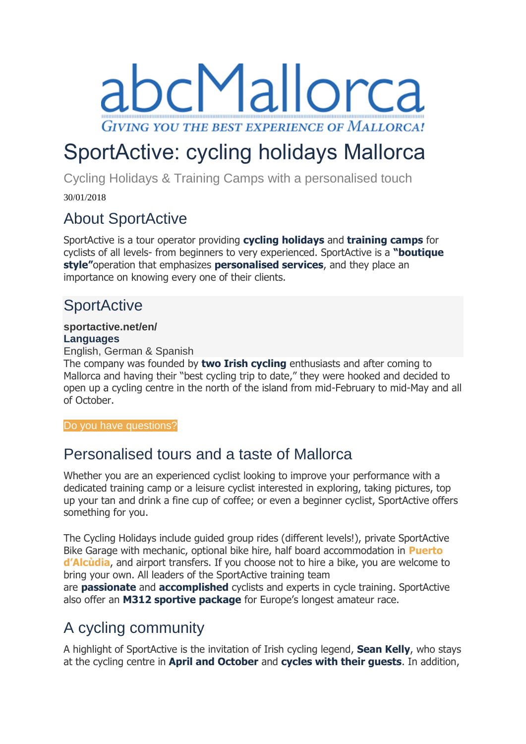abcMallorca

GIVING YOU THE BEST EXPERIENCE OF MALLORCA!

# SportActive: cycling holidays Mallorca

Cycling Holidays & Training Camps with a personalised touch

30/01/2018

## About SportActive

SportActive is a tour operator providing **cycling holidays** and **training camps** for cyclists of all levels- from beginners to very experienced. SportActive is a **"boutique style"**operation that emphasizes **personalised services**, and they place an importance on knowing every one of their clients.

## SportActive

**sportactive.net/en/**
**Languages**
English, German & Spanish

The company was founded by **two Irish cycling** enthusiasts and after coming to Mallorca and having their "best cycling trip to date," they were hooked and decided to open up a cycling centre in the north of the island from mid-February to mid-May and all of October.

Do you have questions?

## Personalised tours and a taste of Mallorca

Whether you are an experienced cyclist looking to improve your performance with a dedicated training camp or a leisure cyclist interested in exploring, taking pictures, top up your tan and drink a fine cup of coffee; or even a beginner cyclist, SportActive offers something for you.

The Cycling Holidays include guided group rides (different levels!), private SportActive Bike Garage with mechanic, optional bike hire, half board accommodation in **Puerto d'Alcùdia**, and airport transfers. If you choose not to hire a bike, you are welcome to bring your own. All leaders of the SportActive training team are **passionate** and **accomplished** cyclists and experts in cycle training. SportActive also offer an **M312 sportive package** for Europe's longest amateur race.

## A cycling community

A highlight of SportActive is the invitation of Irish cycling legend, **Sean Kelly**, who stays at the cycling centre in **April and October** and **cycles with their guests**. In addition,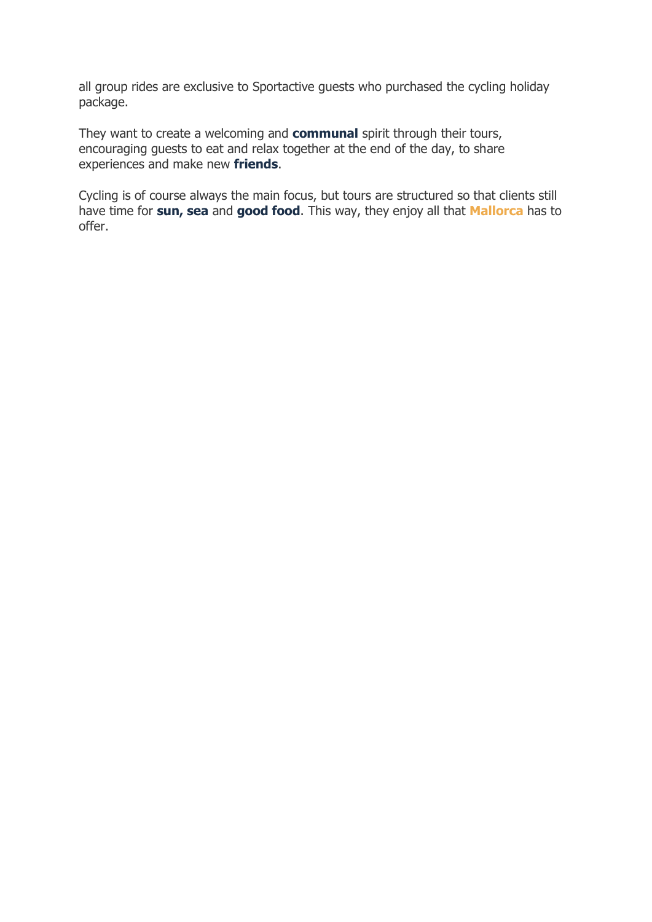all group rides are exclusive to Sportactive guests who purchased the cycling holiday package.

They want to create a welcoming and **communal** spirit through their tours, encouraging guests to eat and relax together at the end of the day, to share experiences and make new **friends**.

Cycling is of course always the main focus, but tours are structured so that clients still have time for **sun, sea** and **good food**. This way, they enjoy all that **Mallorca** has to offer.